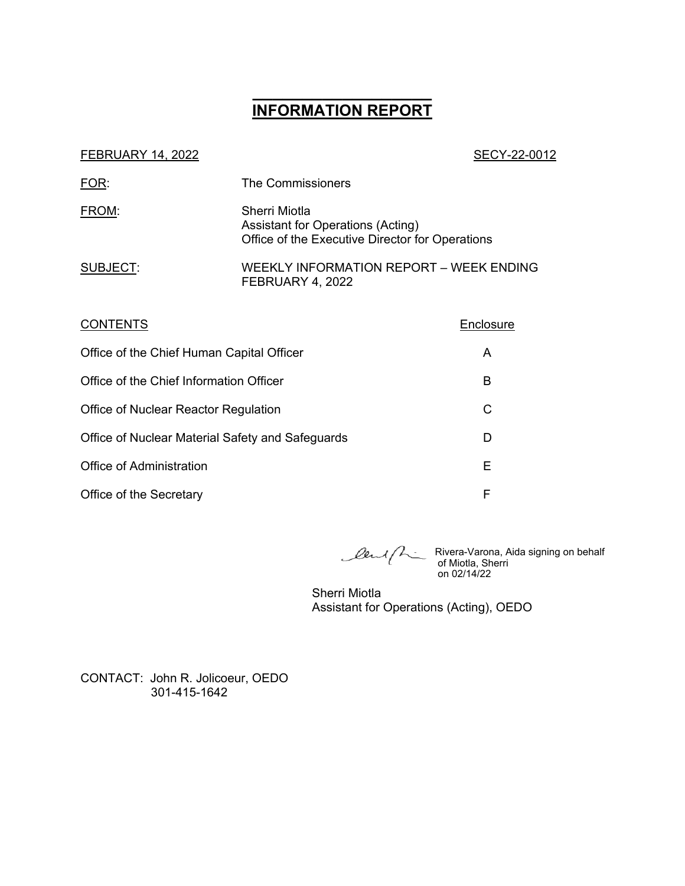# INFORMATION REPORT

FEBRUARY 14, 2022 SECY-22-0012

FOR: The Commissioners

FROM: Sherri Miotla
Assistant for Operations (Acting)
Office of the Executive Director for Operations

SUBJECT: WEEKLY INFORMATION REPORT – WEEK ENDING FEBRUARY 4, 2022

| CONTENTS | Enclosure |
| --- | --- |
| Office of the Chief Human Capital Officer | A |
| Office of the Chief Information Officer | B |
| Office of Nuclear Reactor Regulation | C |
| Office of Nuclear Material Safety and Safeguards | D |
| Office of Administration | E |
| Office of the Secretary | F |

Rivera-Varona, Aida signing on behalf of Miotla, Sherri on 02/14/22

Sherri Miotla
Assistant for Operations (Acting), OEDO

CONTACT: John R. Jolicoeur, OEDO
301-415-1642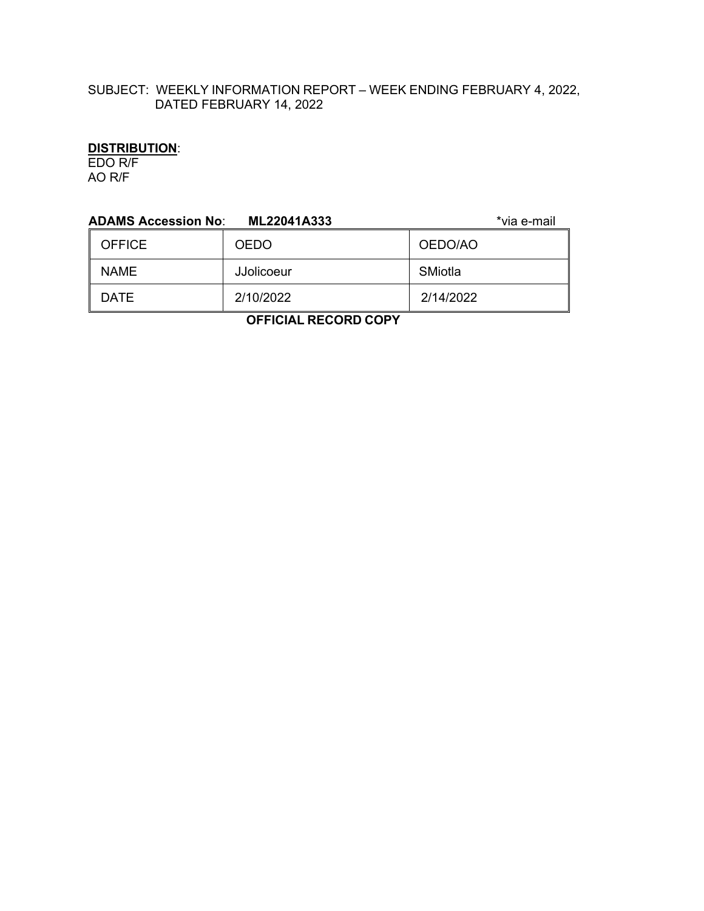SUBJECT: WEEKLY INFORMATION REPORT – WEEK ENDING FEBRUARY 4, 2022, DATED FEBRUARY 14, 2022

**DISTRIBUTION**:
EDO R/F
AO R/F

**ADAMS Accession No**: **ML22041A333** *via e-mail

| OFFICE | OEDO | OEDO/AO |
|---|---|---|
| NAME | JJolicoeur | SMiotla |
| DATE | 2/10/2022 | 2/14/2022 |

**OFFICIAL RECORD COPY**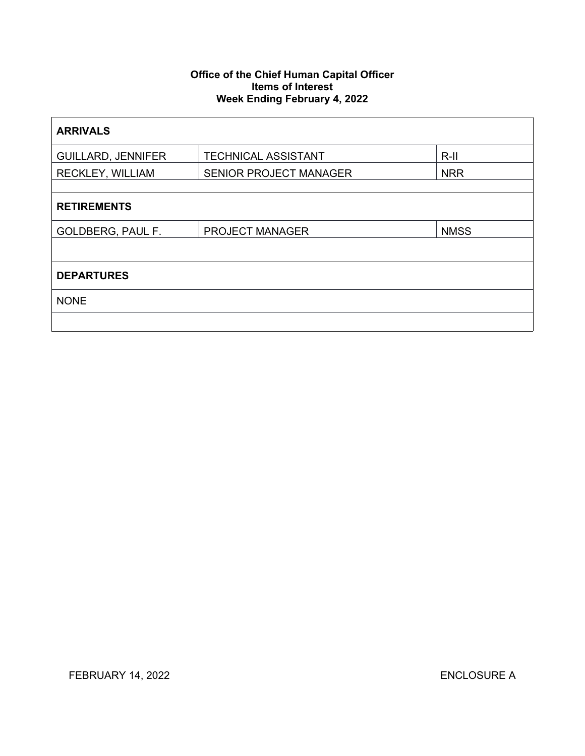**Office of the Chief Human Capital Officer**
**Items of Interest**
**Week Ending February 4, 2022**

| **ARRIVALS** | | |
|---|---|---|
| GUILLARD, JENNIFER | TECHNICAL ASSISTANT | R-II |
| RECKLEY, WILLIAM | SENIOR PROJECT MANAGER | NRR |
| | | |
| **RETIREMENTS** | | |
| GOLDBERG, PAUL F. | PROJECT MANAGER | NMSS |
| | | |
| **DEPARTURES** | | |
| NONE | | |
| | | |

FEBRUARY 14, 2022 ENCLOSURE A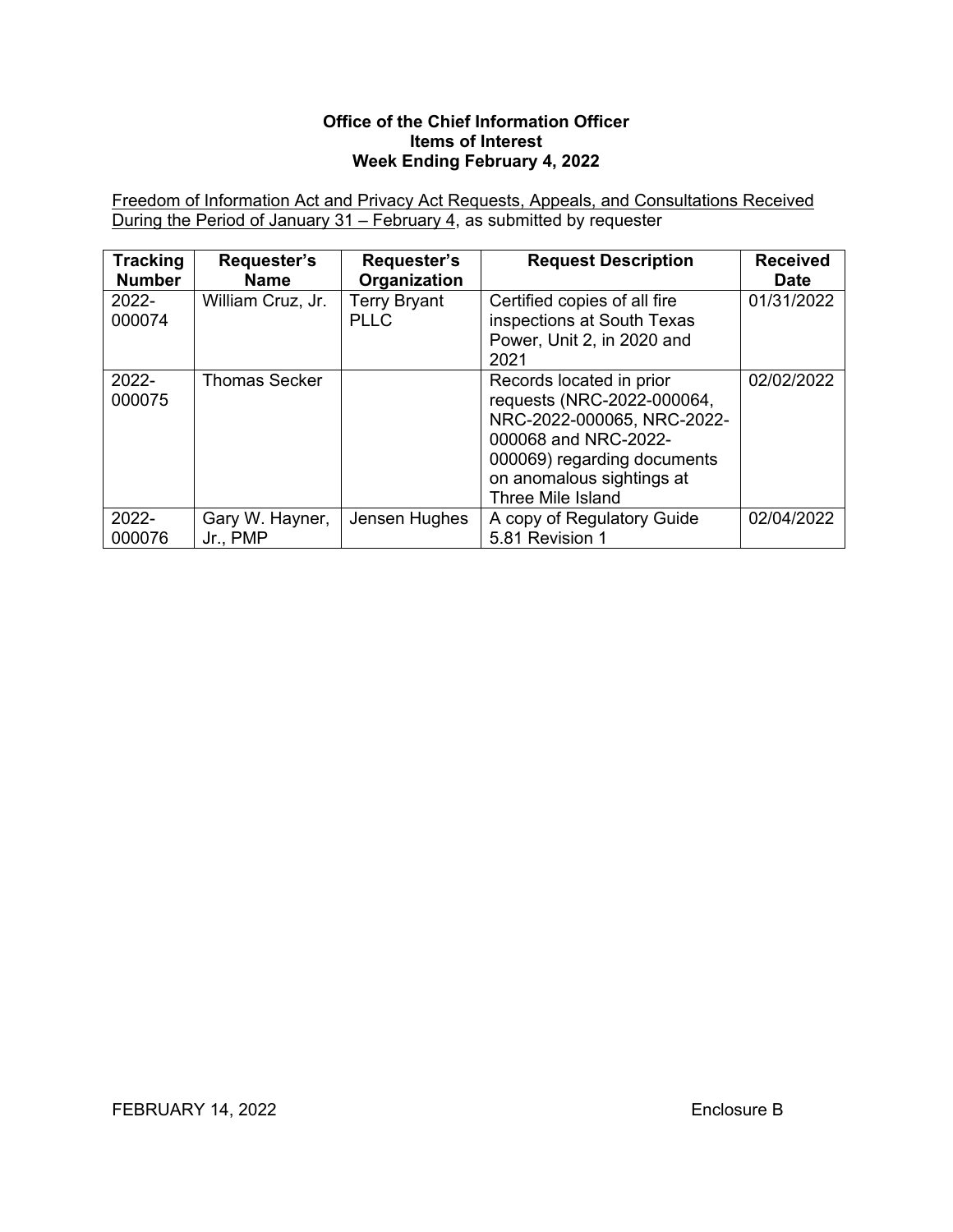**Office of the Chief Information Officer**
**Items of Interest**
**Week Ending February 4, 2022**

Freedom of Information Act and Privacy Act Requests, Appeals, and Consultations Received During the Period of January 31 – February 4, as submitted by requester

| Tracking Number | Requester's Name | Requester's Organization | Request Description | Received Date |
|---|---|---|---|---|
| 2022-000074 | William Cruz, Jr. | Terry Bryant PLLC | Certified copies of all fire inspections at South Texas Power, Unit 2, in 2020 and 2021 | 01/31/2022 |
| 2022-000075 | Thomas Secker | | Records located in prior requests (NRC-2022-000064, NRC-2022-000065, NRC-2022-000068 and NRC-2022-000069) regarding documents on anomalous sightings at Three Mile Island | 02/02/2022 |
| 2022-000076 | Gary W. Hayner, Jr., PMP | Jensen Hughes | A copy of Regulatory Guide 5.81 Revision 1 | 02/04/2022 |

FEBRUARY 14, 2022 Enclosure B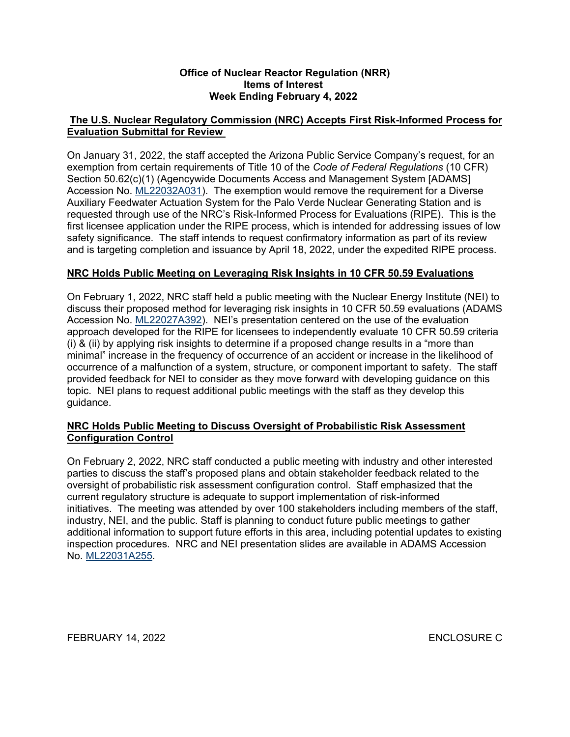**Office of Nuclear Reactor Regulation (NRR)**
**Items of Interest**
**Week Ending February 4, 2022**

## The U.S. Nuclear Regulatory Commission (NRC) Accepts First Risk-Informed Process for Evaluation Submittal for Review

On January 31, 2022, the staff accepted the Arizona Public Service Company's request, for an exemption from certain requirements of Title 10 of the *Code of Federal Regulations* (10 CFR) Section 50.62(c)(1) (Agencywide Documents Access and Management System [ADAMS] Accession No. ML22032A031). The exemption would remove the requirement for a Diverse Auxiliary Feedwater Actuation System for the Palo Verde Nuclear Generating Station and is requested through use of the NRC's Risk-Informed Process for Evaluations (RIPE). This is the first licensee application under the RIPE process, which is intended for addressing issues of low safety significance. The staff intends to request confirmatory information as part of its review and is targeting completion and issuance by April 18, 2022, under the expedited RIPE process.

## NRC Holds Public Meeting on Leveraging Risk Insights in 10 CFR 50.59 Evaluations

On February 1, 2022, NRC staff held a public meeting with the Nuclear Energy Institute (NEI) to discuss their proposed method for leveraging risk insights in 10 CFR 50.59 evaluations (ADAMS Accession No. ML22027A392). NEI's presentation centered on the use of the evaluation approach developed for the RIPE for licensees to independently evaluate 10 CFR 50.59 criteria (i) & (ii) by applying risk insights to determine if a proposed change results in a "more than minimal" increase in the frequency of occurrence of an accident or increase in the likelihood of occurrence of a malfunction of a system, structure, or component important to safety. The staff provided feedback for NEI to consider as they move forward with developing guidance on this topic. NEI plans to request additional public meetings with the staff as they develop this guidance.

## NRC Holds Public Meeting to Discuss Oversight of Probabilistic Risk Assessment Configuration Control

On February 2, 2022, NRC staff conducted a public meeting with industry and other interested parties to discuss the staff's proposed plans and obtain stakeholder feedback related to the oversight of probabilistic risk assessment configuration control. Staff emphasized that the current regulatory structure is adequate to support implementation of risk-informed initiatives. The meeting was attended by over 100 stakeholders including members of the staff, industry, NEI, and the public. Staff is planning to conduct future public meetings to gather additional information to support future efforts in this area, including potential updates to existing inspection procedures. NRC and NEI presentation slides are available in ADAMS Accession No. ML22031A255.

FEBRUARY 14, 2022 ENCLOSURE C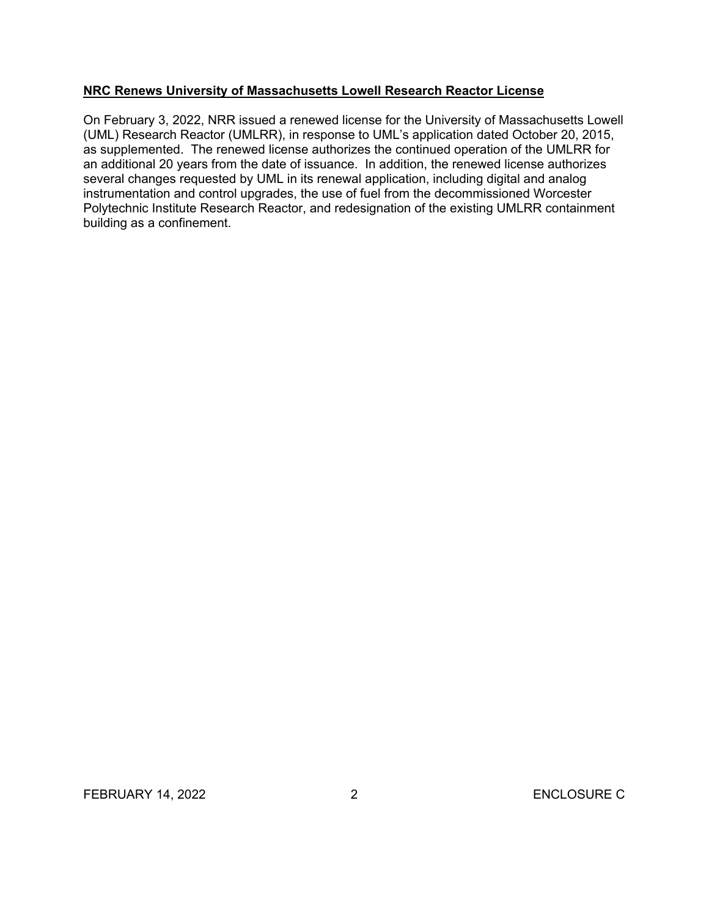**NRC Renews University of Massachusetts Lowell Research Reactor License**

On February 3, 2022, NRR issued a renewed license for the University of Massachusetts Lowell (UML) Research Reactor (UMLRR), in response to UML's application dated October 20, 2015, as supplemented. The renewed license authorizes the continued operation of the UMLRR for an additional 20 years from the date of issuance. In addition, the renewed license authorizes several changes requested by UML in its renewal application, including digital and analog instrumentation and control upgrades, the use of fuel from the decommissioned Worcester Polytechnic Institute Research Reactor, and redesignation of the existing UMLRR containment building as a confinement.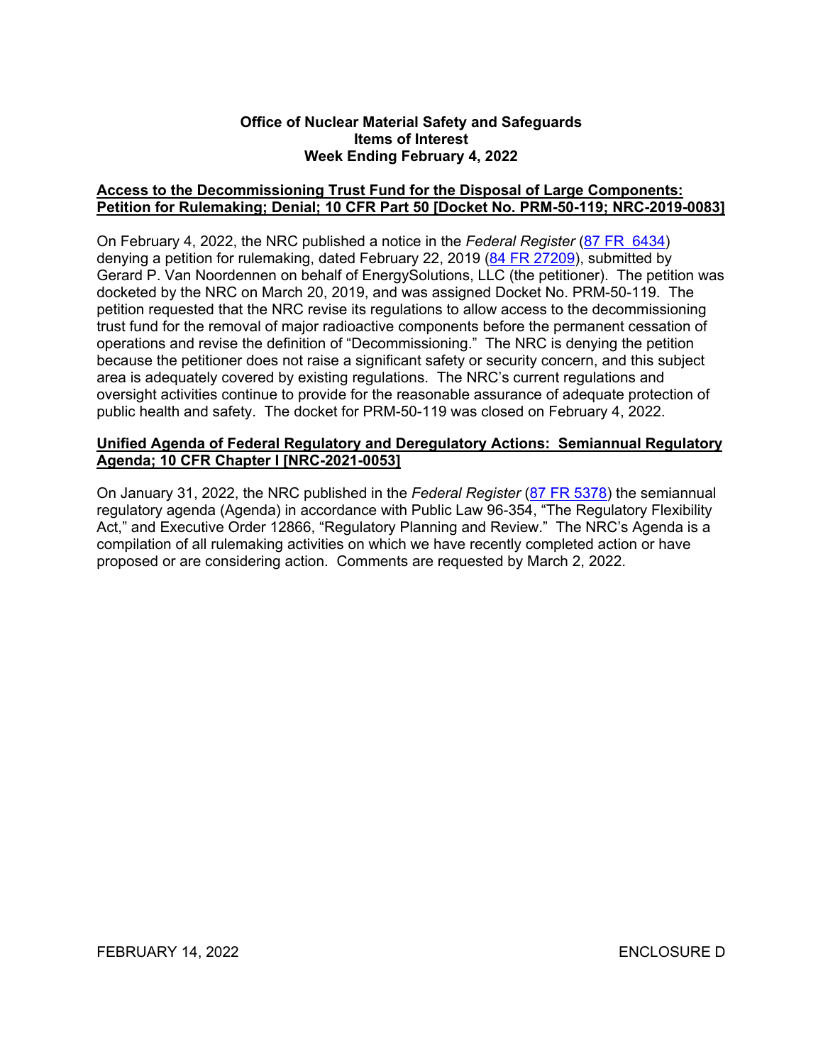**Office of Nuclear Material Safety and Safeguards**
**Items of Interest**
**Week Ending February 4, 2022**

**Access to the Decommissioning Trust Fund for the Disposal of Large Components: Petition for Rulemaking; Denial; 10 CFR Part 50 [Docket No. PRM-50-119; NRC-2019-0083]**

On February 4, 2022, the NRC published a notice in the *Federal Register* (87 FR 6434) denying a petition for rulemaking, dated February 22, 2019 (84 FR 27209), submitted by Gerard P. Van Noordennen on behalf of EnergySolutions, LLC (the petitioner). The petition was docketed by the NRC on March 20, 2019, and was assigned Docket No. PRM-50-119. The petition requested that the NRC revise its regulations to allow access to the decommissioning trust fund for the removal of major radioactive components before the permanent cessation of operations and revise the definition of "Decommissioning." The NRC is denying the petition because the petitioner does not raise a significant safety or security concern, and this subject area is adequately covered by existing regulations. The NRC's current regulations and oversight activities continue to provide for the reasonable assurance of adequate protection of public health and safety. The docket for PRM-50-119 was closed on February 4, 2022.

**Unified Agenda of Federal Regulatory and Deregulatory Actions: Semiannual Regulatory Agenda; 10 CFR Chapter I [NRC-2021-0053]**

On January 31, 2022, the NRC published in the *Federal Register* (87 FR 5378) the semiannual regulatory agenda (Agenda) in accordance with Public Law 96-354, "The Regulatory Flexibility Act," and Executive Order 12866, "Regulatory Planning and Review." The NRC's Agenda is a compilation of all rulemaking activities on which we have recently completed action or have proposed or are considering action. Comments are requested by March 2, 2022.

FEBRUARY 14, 2022 ENCLOSURE D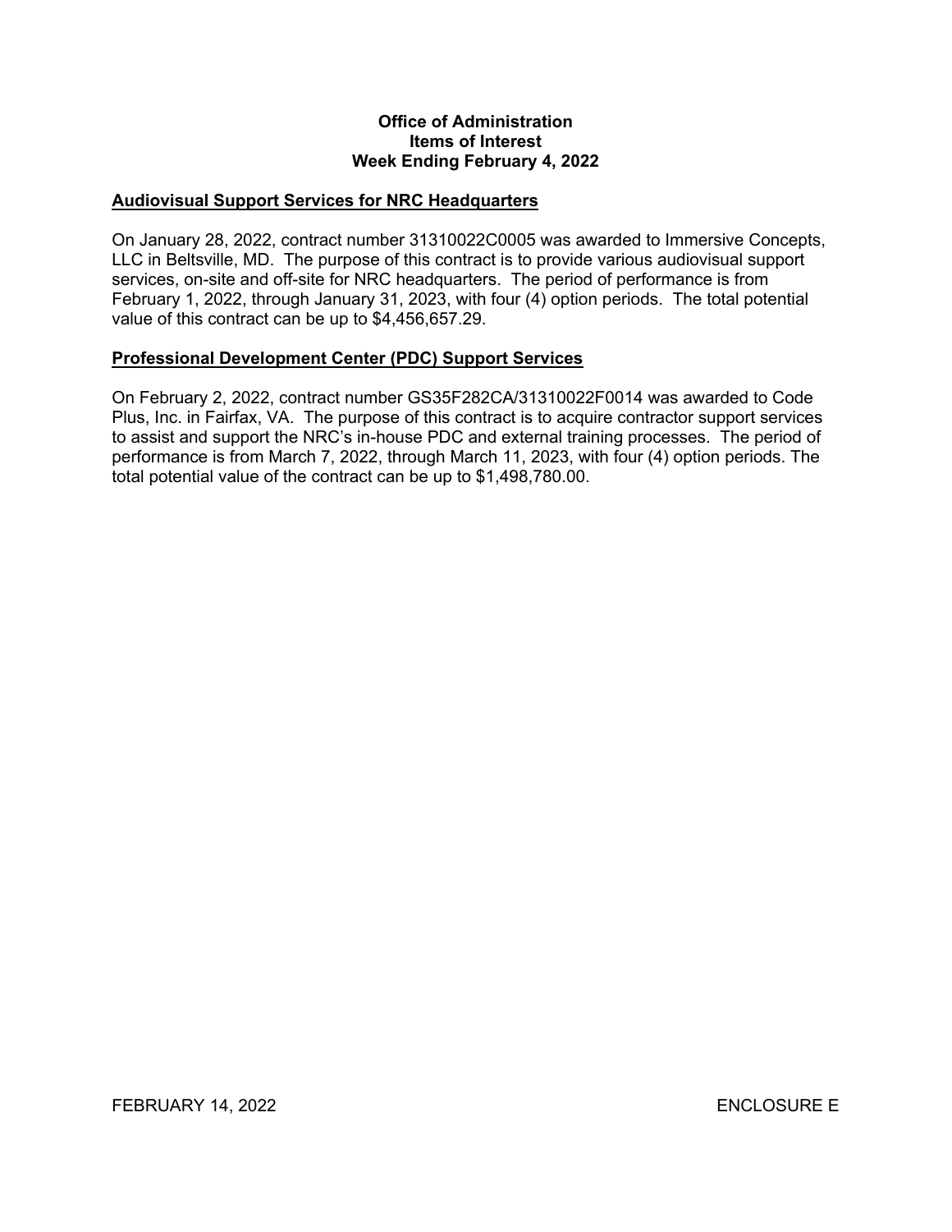**Office of Administration**
**Items of Interest**
**Week Ending February 4, 2022**

## Audiovisual Support Services for NRC Headquarters

On January 28, 2022, contract number 31310022C0005 was awarded to Immersive Concepts, LLC in Beltsville, MD. The purpose of this contract is to provide various audiovisual support services, on-site and off-site for NRC headquarters. The period of performance is from February 1, 2022, through January 31, 2023, with four (4) option periods. The total potential value of this contract can be up to $4,456,657.29.

## Professional Development Center (PDC) Support Services

On February 2, 2022, contract number GS35F282CA/31310022F0014 was awarded to Code Plus, Inc. in Fairfax, VA. The purpose of this contract is to acquire contractor support services to assist and support the NRC's in-house PDC and external training processes. The period of performance is from March 7, 2022, through March 11, 2023, with four (4) option periods. The total potential value of the contract can be up to $1,498,780.00.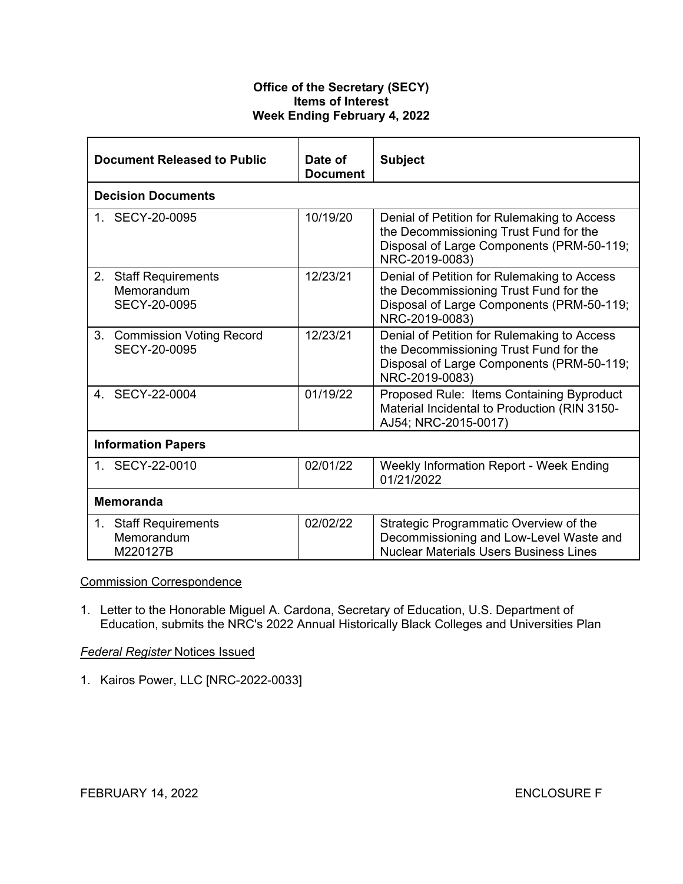**Office of the Secretary (SECY)**
**Items of Interest**
**Week Ending February 4, 2022**

| Document Released to Public | Date of Document | Subject |
|---|---|---|
| **Decision Documents** | | |
| 1. SECY-20-0095 | 10/19/20 | Denial of Petition for Rulemaking to Access the Decommissioning Trust Fund for the Disposal of Large Components (PRM-50-119; NRC-2019-0083) |
| 2. Staff Requirements Memorandum SECY-20-0095 | 12/23/21 | Denial of Petition for Rulemaking to Access the Decommissioning Trust Fund for the Disposal of Large Components (PRM-50-119; NRC-2019-0083) |
| 3. Commission Voting Record SECY-20-0095 | 12/23/21 | Denial of Petition for Rulemaking to Access the Decommissioning Trust Fund for the Disposal of Large Components (PRM-50-119; NRC-2019-0083) |
| 4. SECY-22-0004 | 01/19/22 | Proposed Rule: Items Containing Byproduct Material Incidental to Production (RIN 3150-AJ54; NRC-2015-0017) |
| **Information Papers** | | |
| 1. SECY-22-0010 | 02/01/22 | Weekly Information Report - Week Ending 01/21/2022 |
| **Memoranda** | | |
| 1. Staff Requirements Memorandum M220127B | 02/02/22 | Strategic Programmatic Overview of the Decommissioning and Low-Level Waste and Nuclear Materials Users Business Lines |

Commission Correspondence

1. Letter to the Honorable Miguel A. Cardona, Secretary of Education, U.S. Department of Education, submits the NRC's 2022 Annual Historically Black Colleges and Universities Plan

*Federal Register* Notices Issued

1. Kairos Power, LLC [NRC-2022-0033]

FEBRUARY 14, 2022 ENCLOSURE F